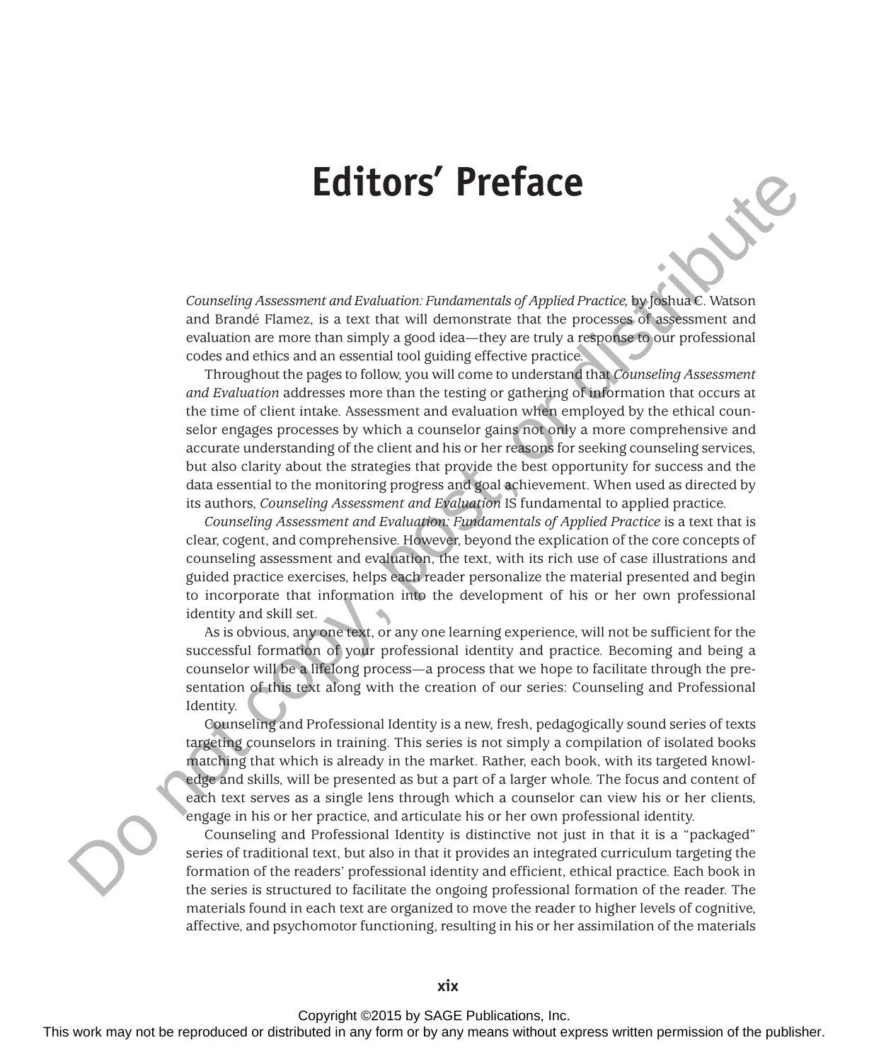# Editors' Preface

*Counseling Assessment and Evaluation: Fundamentals of Applied Practice,* by Joshua C. Watson and Brandé Flamez, is a text that will demonstrate that the processes of assessment and evaluation are more than simply a good idea—they are truly a response to our professional codes and ethics and an essential tool guiding effective practice.

Throughout the pages to follow, you will come to understand that *Counseling Assessment and Evaluation* addresses more than the testing or gathering of information that occurs at the time of client intake. Assessment and evaluation when employed by the ethical counselor engages processes by which a counselor gains not only a more comprehensive and accurate understanding of the client and his or her reasons for seeking counseling services, but also clarity about the strategies that provide the best opportunity for success and the data essential to the monitoring progress and goal achievement. When used as directed by its authors, *Counseling Assessment and Evaluation* IS fundamental to applied practice.

*Counseling Assessment and Evaluation: Fundamentals of Applied Practice* is a text that is clear, cogent, and comprehensive. However, beyond the explication of the core concepts of counseling assessment and evaluation, the text, with its rich use of case illustrations and guided practice exercises, helps each reader personalize the material presented and begin to incorporate that information into the development of his or her own professional identity and skill set.

As is obvious, any one text, or any one learning experience, will not be sufficient for the successful formation of your professional identity and practice. Becoming and being a counselor will be a lifelong process—a process that we hope to facilitate through the presentation of this text along with the creation of our series: Counseling and Professional Identity.

Counseling and Professional Identity is a new, fresh, pedagogically sound series of texts targeting counselors in training. This series is not simply a compilation of isolated books matching that which is already in the market. Rather, each book, with its targeted knowledge and skills, will be presented as but a part of a larger whole. The focus and content of each text serves as a single lens through which a counselor can view his or her clients, engage in his or her practice, and articulate his or her own professional identity.

Counseling and Professional Identity is distinctive not just in that it is a "packaged" series of traditional text, but also in that it provides an integrated curriculum targeting the formation of the readers' professional identity and efficient, ethical practice. Each book in the series is structured to facilitate the ongoing professional formation of the reader. The materials found in each text are organized to move the reader to higher levels of cognitive, affective, and psychomotor functioning, resulting in his or her assimilation of the materials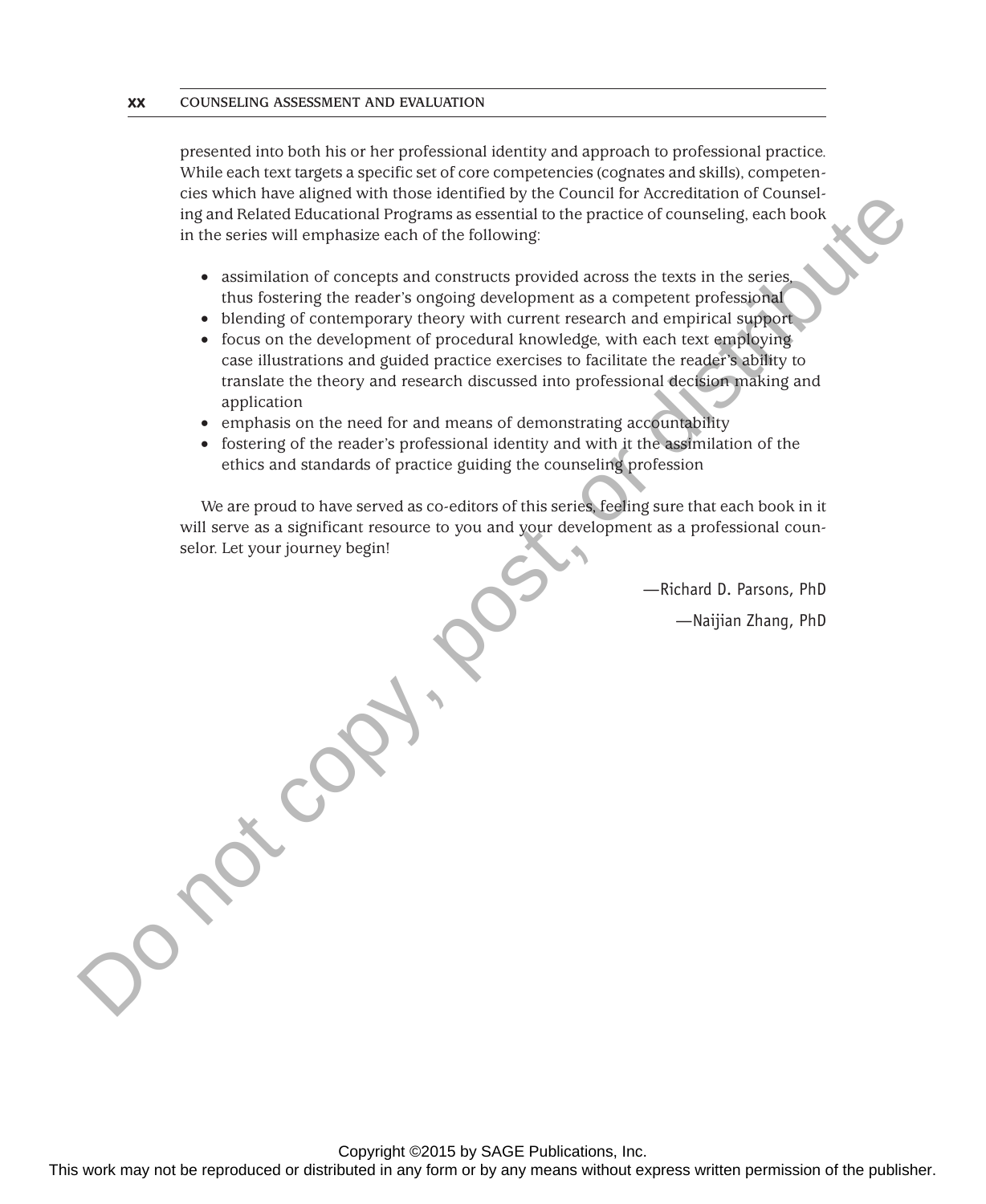presented into both his or her professional identity and approach to professional practice. While each text targets a specific set of core competencies (cognates and skills), competencies which have aligned with those identified by the Council for Accreditation of Counseling and Related Educational Programs as essential to the practice of counseling, each book in the series will emphasize each of the following:

- assimilation of concepts and constructs provided across the texts in the series, thus fostering the reader's ongoing development as a competent professional
- blending of contemporary theory with current research and empirical support
- focus on the development of procedural knowledge, with each text employing case illustrations and guided practice exercises to facilitate the reader's ability to translate the theory and research discussed into professional decision making and application
- emphasis on the need for and means of demonstrating accountability
- fostering of the reader's professional identity and with it the assimilation of the ethics and standards of practice guiding the counseling profession

We are proud to have served as co-editors of this series, feeling sure that each book in it will serve as a significant resource to you and your development as a professional counselor. Let your journey begin!

—Richard D. Parsons, PhD

—Naijian Zhang, PhD